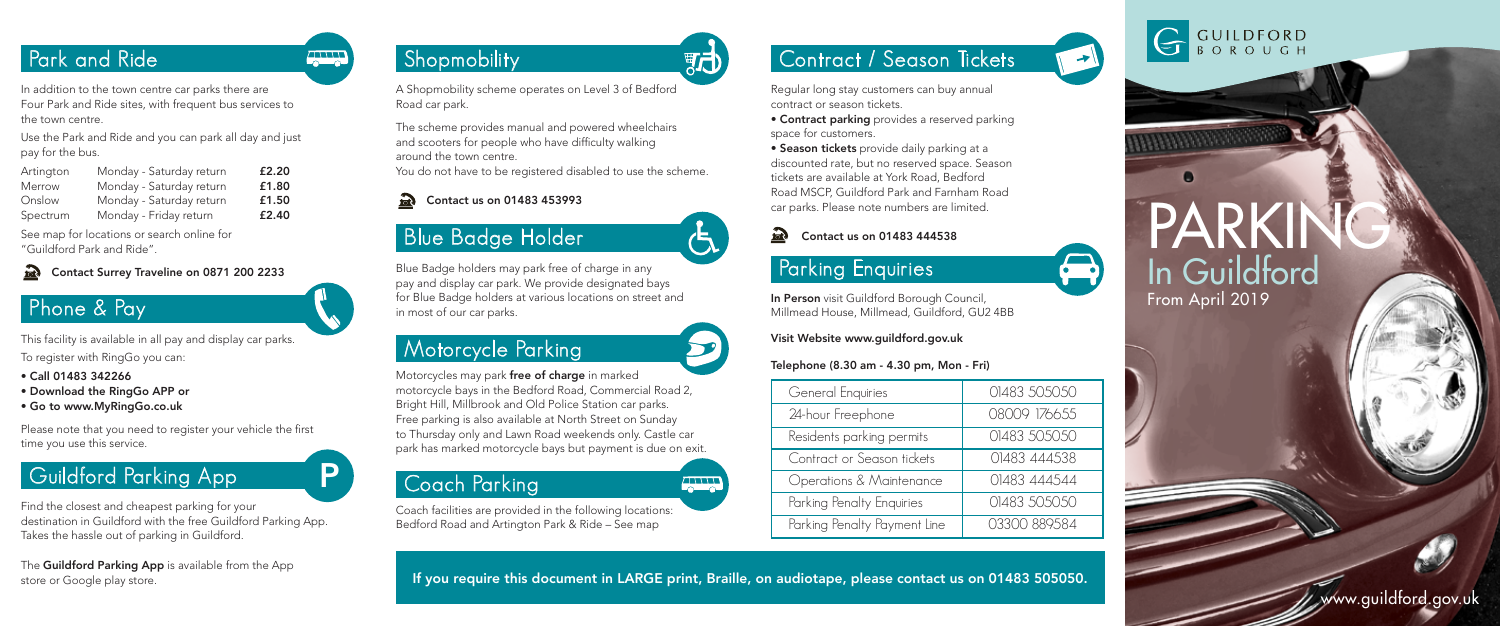## Park and Ride

In addition to the town centre car parks there are Four Park and Ride sites, with frequent bus services to the town centre.

Use the Park and Ride and you can park all day and just pay for the bus.

| | | |
|---|---|---|
| Artington | Monday - Saturday return | £2.20 |
| Merrow | Monday - Saturday return | £1.80 |
| Onslow | Monday - Saturday return | £1.50 |
| Spectrum | Monday - Friday return | £2.40 |

See map for locations or search online for "Guildford Park and Ride".

**Contact Surrey Traveline on 0871 200 2233**

## Phone & Pay

This facility is available in all pay and display car parks.

To register with RingGo you can:

- **Call 01483 342266**
- **Download the RingGo APP or**
- **Go to www.MyRingGo.co.uk**

Please note that you need to register your vehicle the first time you use this service.

## Guildford Parking App

Find the closest and cheapest parking for your destination in Guildford with the free Guildford Parking App. Takes the hassle out of parking in Guildford.

The **Guildford Parking App** is available from the App store or Google play store.

## Shopmobility

A Shopmobility scheme operates on Level 3 of Bedford Road car park.

The scheme provides manual and powered wheelchairs and scooters for people who have difficulty walking around the town centre.

You do not have to be registered disabled to use the scheme.

**Contact us on 01483 453993**

## Blue Badge Holder

Blue Badge holders may park free of charge in any pay and display car park. We provide designated bays for Blue Badge holders at various locations on street and in most of our car parks.

## Motorcycle Parking

Motorcycles may park **free of charge** in marked motorcycle bays in the Bedford Road, Commercial Road 2, Bright Hill, Millbrook and Old Police Station car parks. Free parking is also available at North Street on Sunday to Thursday only and Lawn Road weekends only. Castle car park has marked motorcycle bays but payment is due on exit.

## Coach Parking

Coach facilities are provided in the following locations: Bedford Road and Artington Park & Ride – See map

## Contract / Season Tickets

Regular long stay customers can buy annual contract or season tickets.

- **Contract parking** provides a reserved parking space for customers.
- **Season tickets** provide daily parking at a discounted rate, but no reserved space. Season tickets are available at York Road, Bedford Road MSCP, Guildford Park and Farnham Road car parks. Please note numbers are limited.

**Contact us on 01483 444538**

## Parking Enquiries

**In Person** visit Guildford Borough Council, Millmead House, Millmead, Guildford, GU2 4BB

**Visit Website www.guildford.gov.uk**

**Telephone (8.30 am - 4.30 pm, Mon - Fri)**

| | |
|---|---|
| General Enquiries | 01483 505050 |
| 24-hour Freephone | 08009 176655 |
| Residents parking permits | 01483 505050 |
| Contract or Season tickets | 01483 444538 |
| Operations & Maintenance | 01483 444544 |
| Parking Penalty Enquiries | 01483 505050 |
| Parking Penalty Payment Line | 03300 889584 |

**If you require this document in LARGE print, Braille, on audiotape, please contact us on 01483 505050.**

GUILDFORD BOROUGH

# PARKING

## In Guildford

From April 2019

www.guildford.gov.uk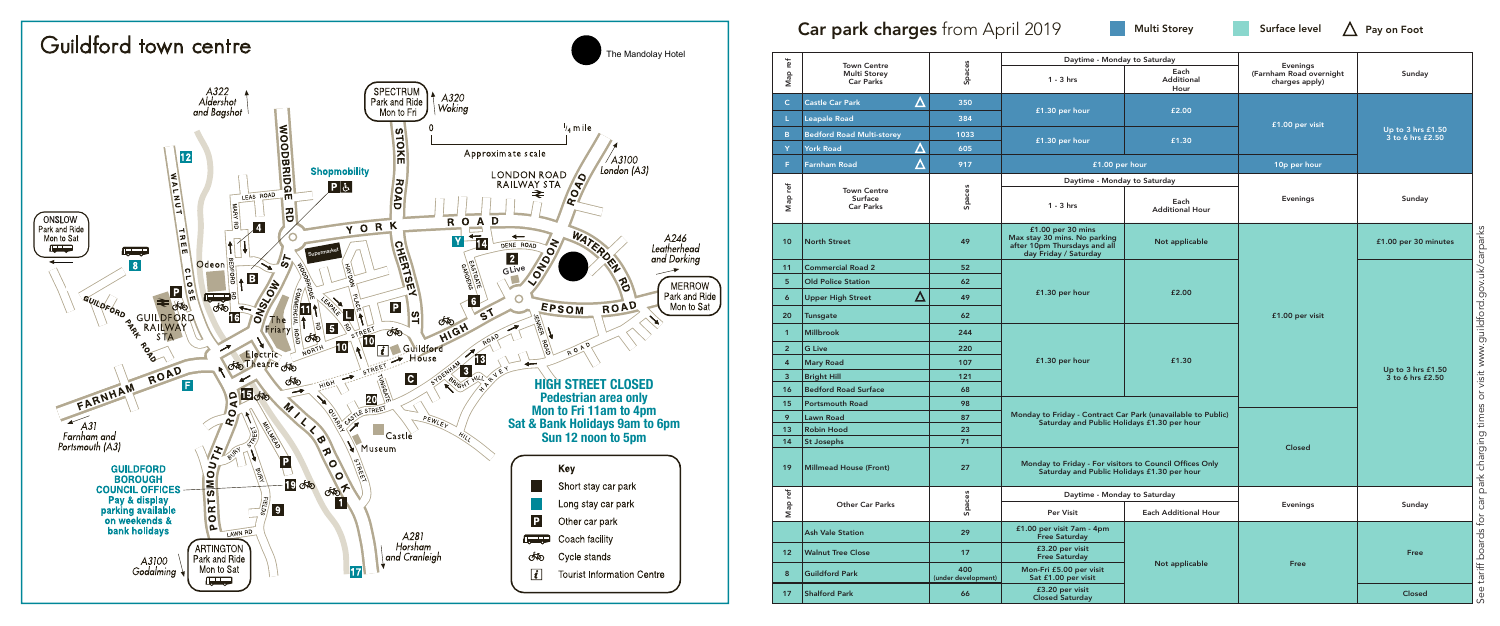# Guildford town centre

The Mandolay Hotel

A322 Aldershot and Bagshot

SPECTRUM Park and Ride Mon to Fri

A320 Woking

0 ¼ mile

Approximate scale

A3100 London (A3)

ONSLOW Park and Ride Mon to Sat

Shopmobility

LONDON ROAD RAILWAY STA

A246 Leatherhead and Dorking

MERROW Park and Ride Mon to Sat

GUILDFORD RAILWAY STA

Odeon

Supermarket

G Live

The Friary

Electric Theatre

Guildford House

Castle

Museum

A31 Farnham and Portsmouth (A3)

**HIGH STREET CLOSED**
**Pedestrian area only**
**Mon to Fri 11am to 4pm**
**Sat & Bank Holidays 9am to 6pm**
**Sun 12 noon to 5pm**

**GUILDFORD BOROUGH COUNCIL OFFICES**
**Pay & display parking available on weekends & bank holidays**

ARTINGTON Park and Ride Mon to Sat

A3100 Godalming

A281 Horsham and Cranleigh

Key
- Short stay car park
- Long stay car park
- P Other car park
- Coach facility
- Cycle stands
- Tourist Information Centre

# Car park charges from April 2019

Multi Storey | Surface level | △ Pay on Foot

| Map ref | Town Centre Multi Storey Car Parks | Spaces | Daytime - Monday to Saturday: 1 - 3 hrs | Daytime - Monday to Saturday: Each Additional Hour | Evenings (Farnham Road overnight charges apply) | Sunday |
|---|---|---|---|---|---|---|
| C | Castle Car Park △ | 350 | £1.30 per hour | £2.00 | £1.00 per visit | Up to 3 hrs £1.50<br>3 to 6 hrs £2.50 |
| L | Leapale Road | 384 | £1.30 per hour | £2.00 | £1.00 per visit | Up to 3 hrs £1.50<br>3 to 6 hrs £2.50 |
| B | Bedford Road Multi-storey | 1033 | £1.30 per hour | £1.30 | £1.00 per visit | Up to 3 hrs £1.50<br>3 to 6 hrs £2.50 |
| Y | York Road △ | 605 | £1.30 per hour | £1.30 | £1.00 per visit | Up to 3 hrs £1.50<br>3 to 6 hrs £2.50 |
| F | Farnham Road △ | 917 | £1.00 per hour | | 10p per hour | Up to 3 hrs £1.50<br>3 to 6 hrs £2.50 |

| Map ref | Town Centre Surface Car Parks | Spaces | Daytime - Monday to Saturday: 1 - 3 hrs | Daytime - Monday to Saturday: Each Additional Hour | Evenings | Sunday |
|---|---|---|---|---|---|---|
| 10 | North Street | 49 | £1.00 per 30 mins<br>Max stay 30 mins. No parking after 10pm Thursdays and all day Friday / Saturday | Not applicable | £1.00 per visit | £1.00 per 30 minutes |
| 11 | Commercial Road 2 | 52 | £1.30 per hour | £2.00 | £1.00 per visit | Up to 3 hrs £1.50<br>3 to 6 hrs £2.50 |
| 5 | Old Police Station | 62 | £1.30 per hour | £2.00 | £1.00 per visit | Up to 3 hrs £1.50<br>3 to 6 hrs £2.50 |
| 6 | Upper High Street △ | 49 | £1.30 per hour | £2.00 | £1.00 per visit | Up to 3 hrs £1.50<br>3 to 6 hrs £2.50 |
| 20 | Tunsgate | 62 | £1.30 per hour | £2.00 | £1.00 per visit | Up to 3 hrs £1.50<br>3 to 6 hrs £2.50 |
| 1 | Millbrook | 244 | £1.30 per hour | £1.30 | £1.00 per visit | Up to 3 hrs £1.50<br>3 to 6 hrs £2.50 |
| 2 | G Live | 220 | £1.30 per hour | £1.30 | £1.00 per visit | Up to 3 hrs £1.50<br>3 to 6 hrs £2.50 |
| 4 | Mary Road | 107 | £1.30 per hour | £1.30 | £1.00 per visit | Up to 3 hrs £1.50<br>3 to 6 hrs £2.50 |
| 3 | Bright Hill | 121 | £1.30 per hour | £1.30 | £1.00 per visit | Up to 3 hrs £1.50<br>3 to 6 hrs £2.50 |
| 16 | Bedford Road Surface | 68 | £1.30 per hour | £1.30 | £1.00 per visit | Up to 3 hrs £1.50<br>3 to 6 hrs £2.50 |
| 15 | Portsmouth Road | 98 | Monday to Friday - Contract Car Park (unavailable to Public)<br>Saturday and Public Holidays £1.30 per hour | | £1.00 per visit | Up to 3 hrs £1.50<br>3 to 6 hrs £2.50 |
| 9 | Lawn Road | 87 | Monday to Friday - Contract Car Park (unavailable to Public)<br>Saturday and Public Holidays £1.30 per hour | | Closed | Up to 3 hrs £1.50<br>3 to 6 hrs £2.50 |
| 13 | Robin Hood | 23 | Monday to Friday - Contract Car Park (unavailable to Public)<br>Saturday and Public Holidays £1.30 per hour | | Closed | Up to 3 hrs £1.50<br>3 to 6 hrs £2.50 |
| 14 | St Josephs | 71 | Monday to Friday - Contract Car Park (unavailable to Public)<br>Saturday and Public Holidays £1.30 per hour | | Closed | Up to 3 hrs £1.50<br>3 to 6 hrs £2.50 |
| 19 | Millmead House (Front) | 27 | Monday to Friday - For visitors to Council Offices Only<br>Saturday and Public Holidays £1.30 per hour | | Closed | Up to 3 hrs £1.50<br>3 to 6 hrs £2.50 |

| Map ref | Other Car Parks | Spaces | Daytime - Monday to Saturday: Per Visit | Daytime - Monday to Saturday: Each Additional Hour | Evenings | Sunday |
|---|---|---|---|---|---|---|
| | Ash Vale Station | 29 | £1.00 per visit 7am - 4pm<br>Free Saturday | Not applicable | Free | Free |
| 12 | Walnut Tree Close | 17 | £3.20 per visit<br>Free Saturday | Not applicable | Free | Free |
| 8 | Guildford Park | 400 (under development) | Mon-Fri £5.00 per visit<br>Sat £1.00 per visit | Not applicable | Free | Free |
| 17 | Shalford Park | 66 | £3.20 per visit<br>Closed Saturday | Not applicable | Free | Closed |

See tariff boards for car park charging times or visit www.guildford.gov.uk/carparks